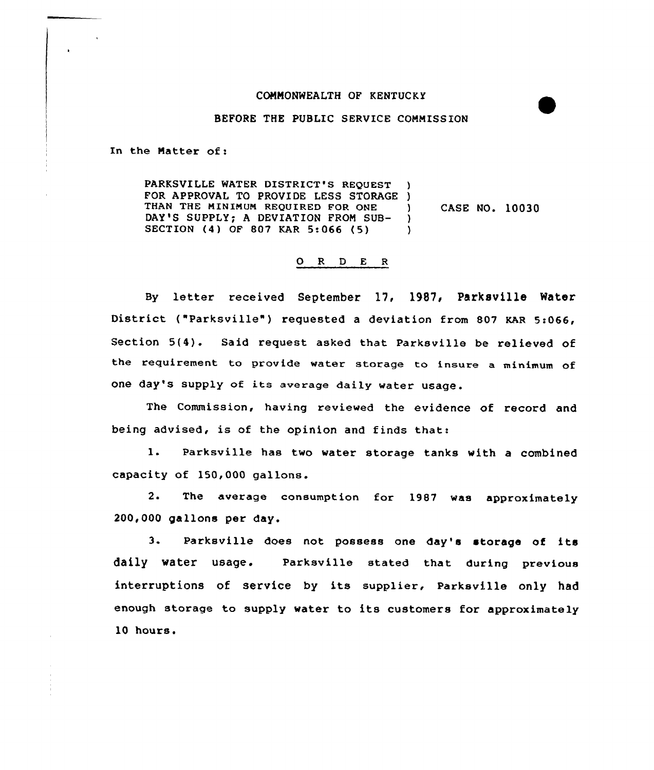COMMONWEALTH OF KENTUCKY

BEFORE THE PUBLIC SERVICE COMMISSION

In the Matter of:

PARKSVILLE WATER DISTRICT'S REQUEST FOR APPROVAL TO PROVIDE LESS STORAGE THAN THE MINIMUM REQUIRED FOR ONE DAY'S SUPPLY; A DEVIATION FROM SUB-SECTION (4) OF 807 KAR 5:066 (5) ) CASE NO. 10030

## O R D E R

By letter received September 17, 1987, Parksville Water District ("Parksville") requested a deviation from 807 KAR 5:066, Section 5(4). Said request asked that Parksville be relieved of the requirement to provide water storage to insure a minimum of one day's supply of its average daily water usage.

The Commission, having reviewed the evidence of record and being advised, is of the opinion and finds that:

1. Parksville has two water storage tanks with a combined capacity of 150,000 gallons.

2. The average consumption for 1987 was approximately 200,000 gallons per day.

3. Parksville does not possess one day's storage of its daily water usage. Parksville stated that during previous interruptions of service by its supplier, Parksville only had enough storage to supply water to its customers for approximately 10 hours.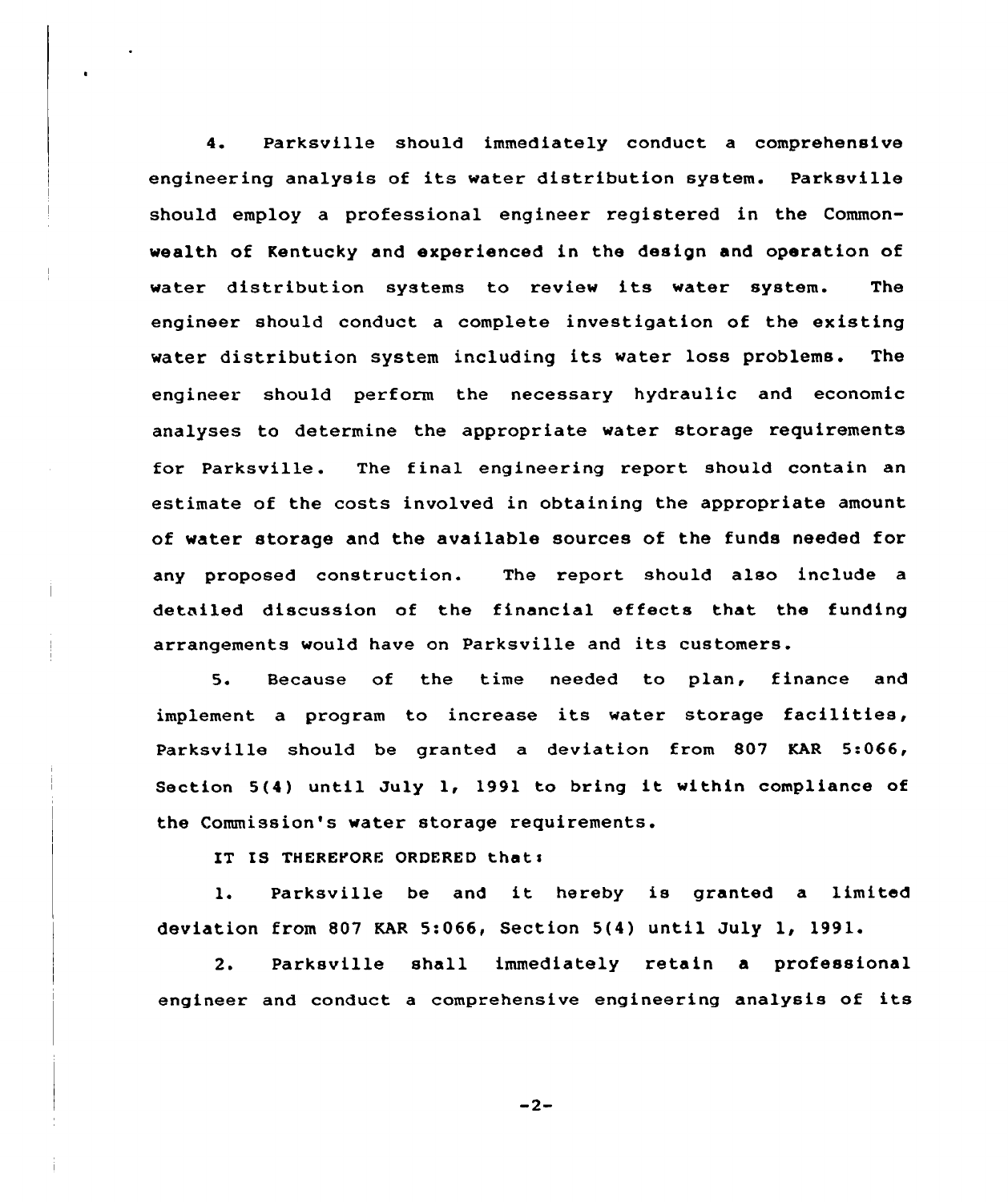4. Parksville should immediately conduct a comprehensive engineering analysis of its water distribution system. Parksville should employ a professional engineer registered in the Commonwealth of Kentucky and experienced in the design and operation of water distribution systems to review its water system. The engineer should conduct a complete investigation of the existing water distribution system including its water loss problems. The engineer should perform the necessary hydraulic and economic analyses to determine the appropriate water storage requirements for Parksville. The final engineering report should contain an estimate of the costs involved in obtaining the appropriate amount of water storage and the available sources of the funds needed for any proposed construction. The report should also include a detailed discussion of the financial effects that the funding arrangements would have on Parksville and its customers.

5. Because of the time needed to plan, finance and implement a program to increase its water storage facilities, Parksville should be granted a deviation from 807 KAR 5:066, Section 5(4) until July 1, 1991 to bring it within compliance of the Commission's water storage requirements.

IT IS THEREFORE ORDERED that:

1. Parksville be and it hereby is granted a limited deviation from 807 KAR 5:066, Section 5(4) until July 1, 1991.

2. Parksville shall immediately retain a professional engineer and conduct a comprehensive engineering analysis of its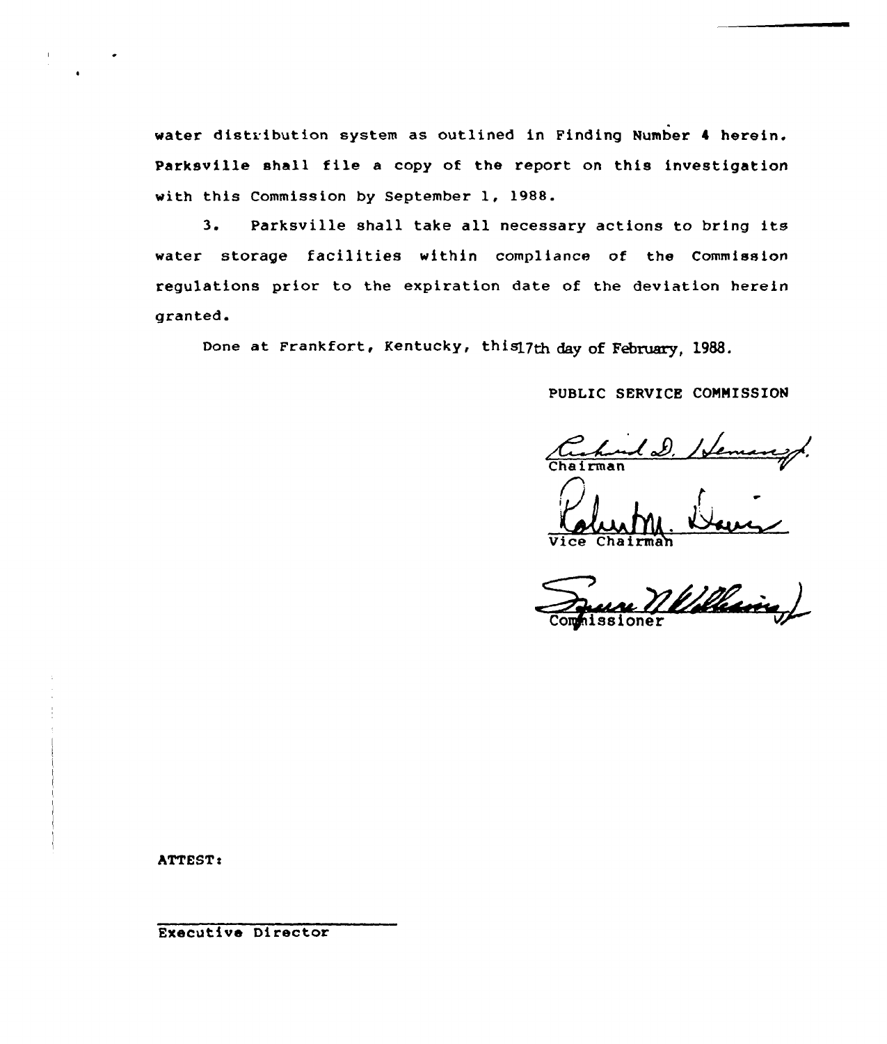water distribution system as outlined in Finding Number 4 herein. Parksville shall file a copy of the report on this investigation with this Commission by September 1, 1988.

3. Parksville shall take all necessary actions to bring its water storage facilities within compliance of the Commission regulations prior to the expiration date of the deviation herein granted.

Done at Frankfort, Kentucky, this 17th day of February, 1988.

PUBLIC SERVICE COMMISSION

Chairman

Vice Chairman

Commissioner

ATTEST:

Executive Director